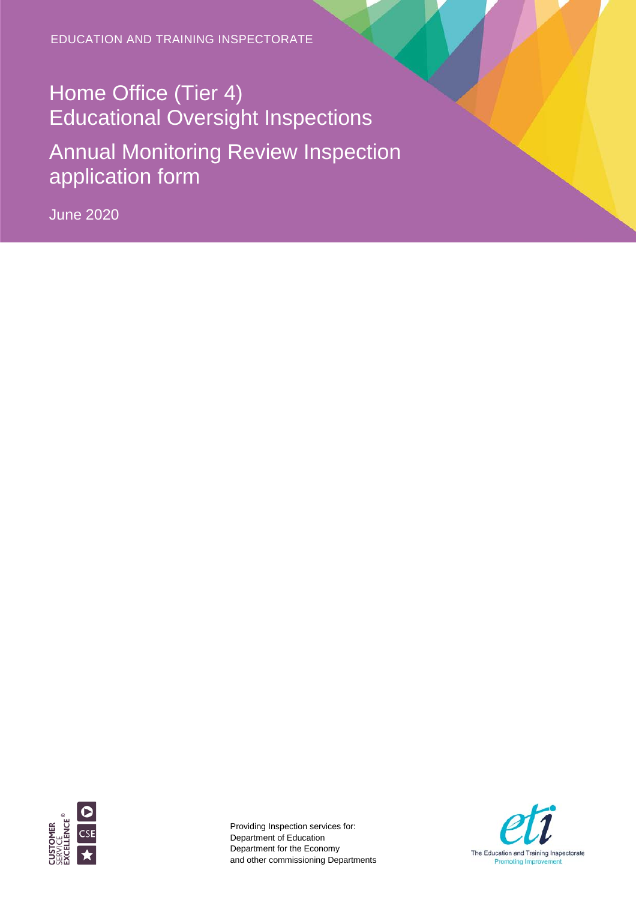EDUCATION AND TRAINING INSPECTORATE

# Home Office (Tier 4) Educational Oversight Inspections

# Annual Monitoring Review Inspection application form

June 2020

Providing Inspection services for:
Department of Education
Department for the Economy
and other commissioning Departments

The Education and Training Inspectorate
Promoting Improvement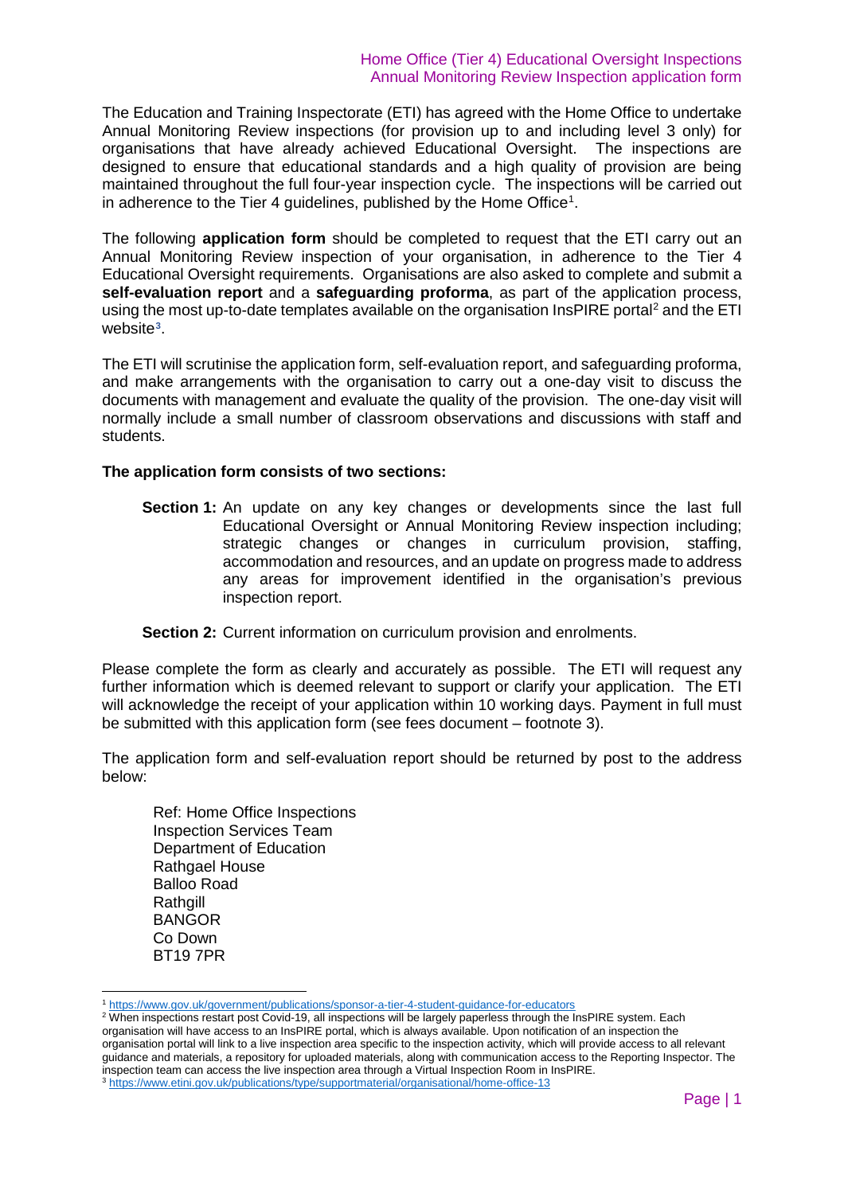The Education and Training Inspectorate (ETI) has agreed with the Home Office to undertake Annual Monitoring Review inspections (for provision up to and including level 3 only) for organisations that have already achieved Educational Oversight. The inspections are designed to ensure that educational standards and a high quality of provision are being maintained throughout the full four-year inspection cycle. The inspections will be carried out in adherence to the Tier 4 guidelines, published by the Home Office[1].

The following **application form** should be completed to request that the ETI carry out an Annual Monitoring Review inspection of your organisation, in adherence to the Tier 4 Educational Oversight requirements. Organisations are also asked to complete and submit a **self-evaluation report** and a **safeguarding proforma**, as part of the application process, using the most up-to-date templates available on the organisation InsPIRE portal[2] and the ETI website[3].

The ETI will scrutinise the application form, self-evaluation report, and safeguarding proforma, and make arrangements with the organisation to carry out a one-day visit to discuss the documents with management and evaluate the quality of the provision. The one-day visit will normally include a small number of classroom observations and discussions with staff and students.

**The application form consists of two sections:**

**Section 1:** An update on any key changes or developments since the last full Educational Oversight or Annual Monitoring Review inspection including; strategic changes or changes in curriculum provision, staffing, accommodation and resources, and an update on progress made to address any areas for improvement identified in the organisation's previous inspection report.

**Section 2:** Current information on curriculum provision and enrolments.

Please complete the form as clearly and accurately as possible. The ETI will request any further information which is deemed relevant to support or clarify your application. The ETI will acknowledge the receipt of your application within 10 working days. Payment in full must be submitted with this application form (see fees document – footnote 3).

The application form and self-evaluation report should be returned by post to the address below:

Ref: Home Office Inspections
Inspection Services Team
Department of Education
Rathgael House
Balloo Road
Rathgill
BANGOR
Co Down
BT19 7PR

---

[1] https://www.gov.uk/government/publications/sponsor-a-tier-4-student-guidance-for-educators

[2] When inspections restart post Covid-19, all inspections will be largely paperless through the InsPIRE system. Each organisation will have access to an InsPIRE portal, which is always available. Upon notification of an inspection the organisation portal will link to a live inspection area specific to the inspection activity, which will provide access to all relevant guidance and materials, a repository for uploaded materials, along with communication access to the Reporting Inspector. The inspection team can access the live inspection area through a Virtual Inspection Room in InsPIRE.

[3] https://www.etini.gov.uk/publications/type/supportmaterial/organisational/home-office-13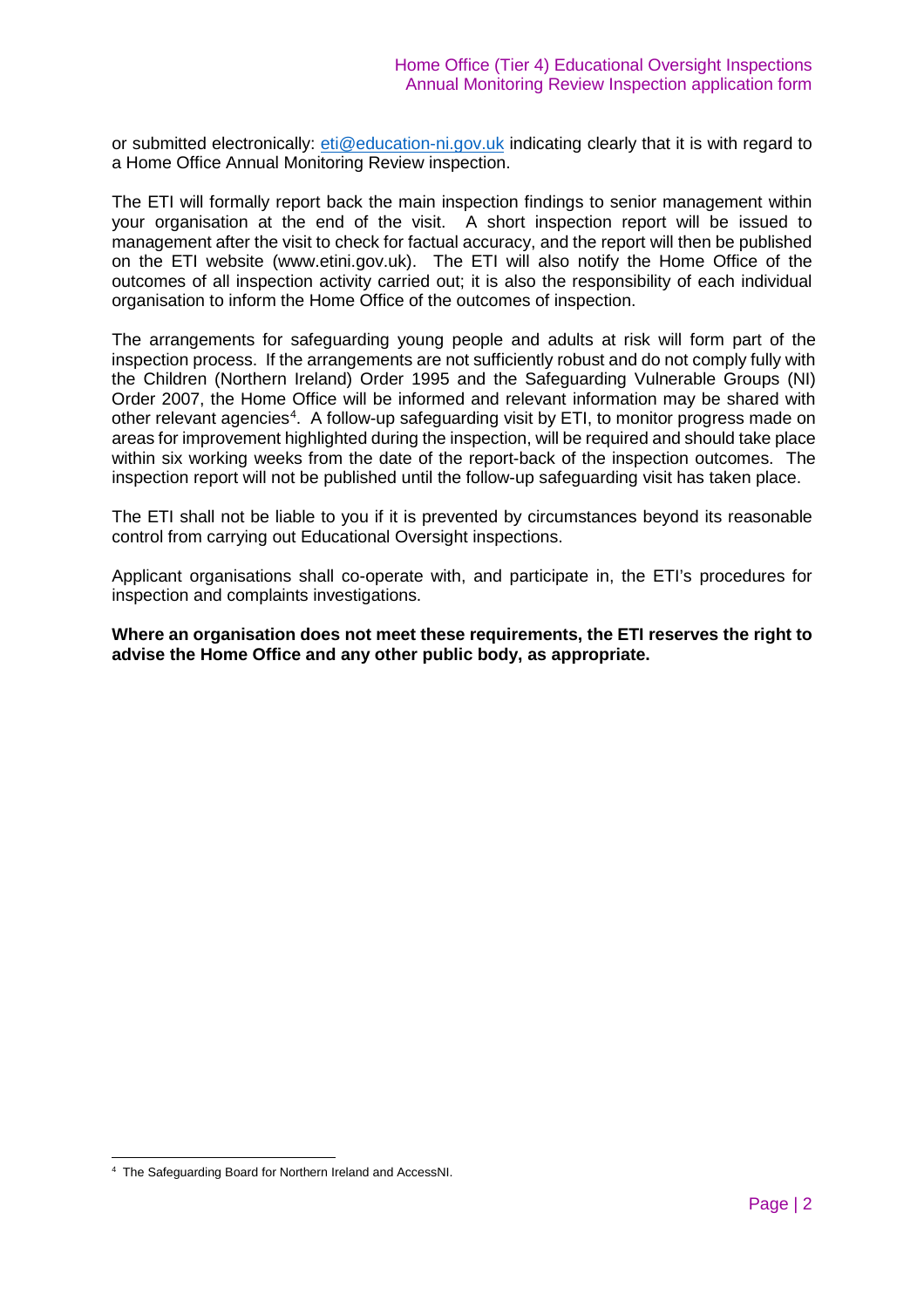or submitted electronically: eti@education-ni.gov.uk indicating clearly that it is with regard to a Home Office Annual Monitoring Review inspection.

The ETI will formally report back the main inspection findings to senior management within your organisation at the end of the visit. A short inspection report will be issued to management after the visit to check for factual accuracy, and the report will then be published on the ETI website (www.etini.gov.uk). The ETI will also notify the Home Office of the outcomes of all inspection activity carried out; it is also the responsibility of each individual organisation to inform the Home Office of the outcomes of inspection.

The arrangements for safeguarding young people and adults at risk will form part of the inspection process. If the arrangements are not sufficiently robust and do not comply fully with the Children (Northern Ireland) Order 1995 and the Safeguarding Vulnerable Groups (NI) Order 2007, the Home Office will be informed and relevant information may be shared with other relevant agencies[4]. A follow-up safeguarding visit by ETI, to monitor progress made on areas for improvement highlighted during the inspection, will be required and should take place within six working weeks from the date of the report-back of the inspection outcomes. The inspection report will not be published until the follow-up safeguarding visit has taken place.

The ETI shall not be liable to you if it is prevented by circumstances beyond its reasonable control from carrying out Educational Oversight inspections.

Applicant organisations shall co-operate with, and participate in, the ETI's procedures for inspection and complaints investigations.

**Where an organisation does not meet these requirements, the ETI reserves the right to advise the Home Office and any other public body, as appropriate.**

[4] The Safeguarding Board for Northern Ireland and AccessNI.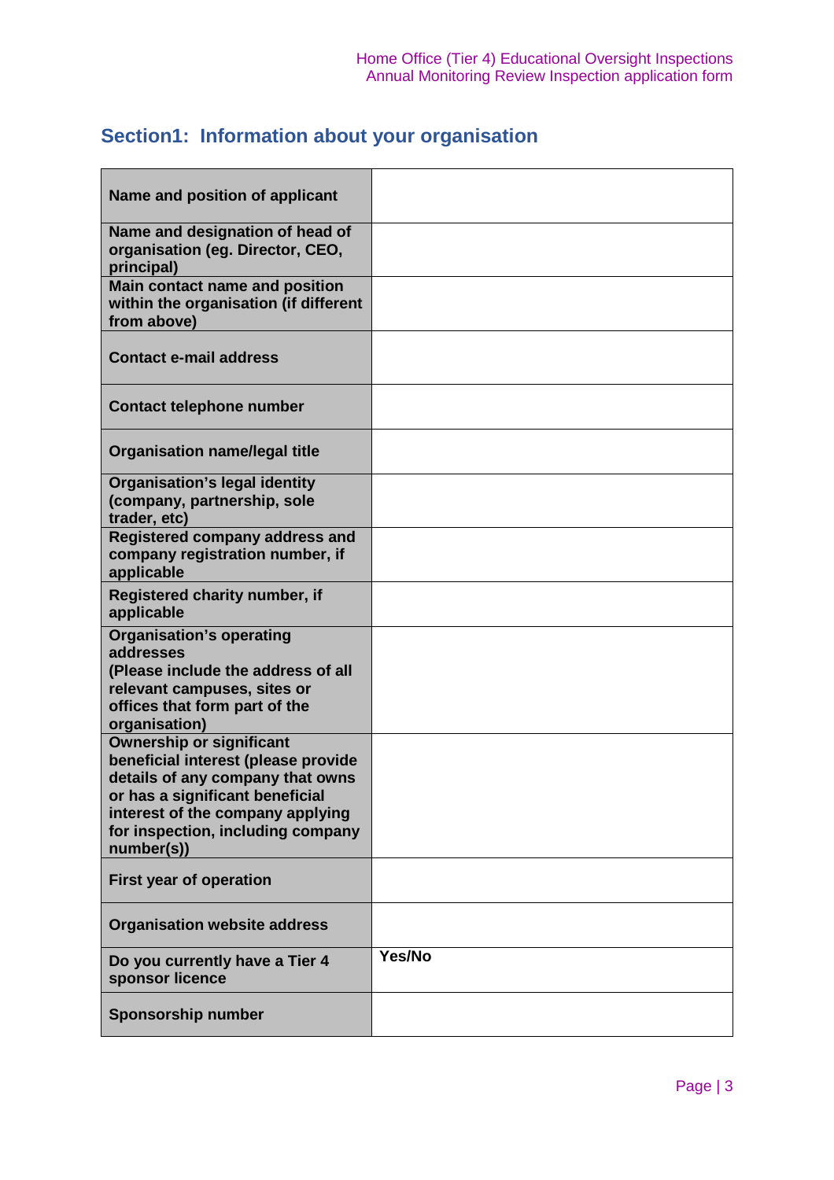## Section1: Information about your organisation

| | |
|---|---|
| **Name and position of applicant** | |
| **Name and designation of head of organisation (eg. Director, CEO, principal)** | |
| **Main contact name and position within the organisation (if different from above)** | |
| **Contact e-mail address** | |
| **Contact telephone number** | |
| **Organisation name/legal title** | |
| **Organisation's legal identity (company, partnership, sole trader, etc)** | |
| **Registered company address and company registration number, if applicable** | |
| **Registered charity number, if applicable** | |
| **Organisation's operating addresses (Please include the address of all relevant campuses, sites or offices that form part of the organisation)** | |
| **Ownership or significant beneficial interest (please provide details of any company that owns or has a significant beneficial interest of the company applying for inspection, including company number(s))** | |
| **First year of operation** | |
| **Organisation website address** | |
| **Do you currently have a Tier 4 sponsor licence** | **Yes/No** |
| **Sponsorship number** | |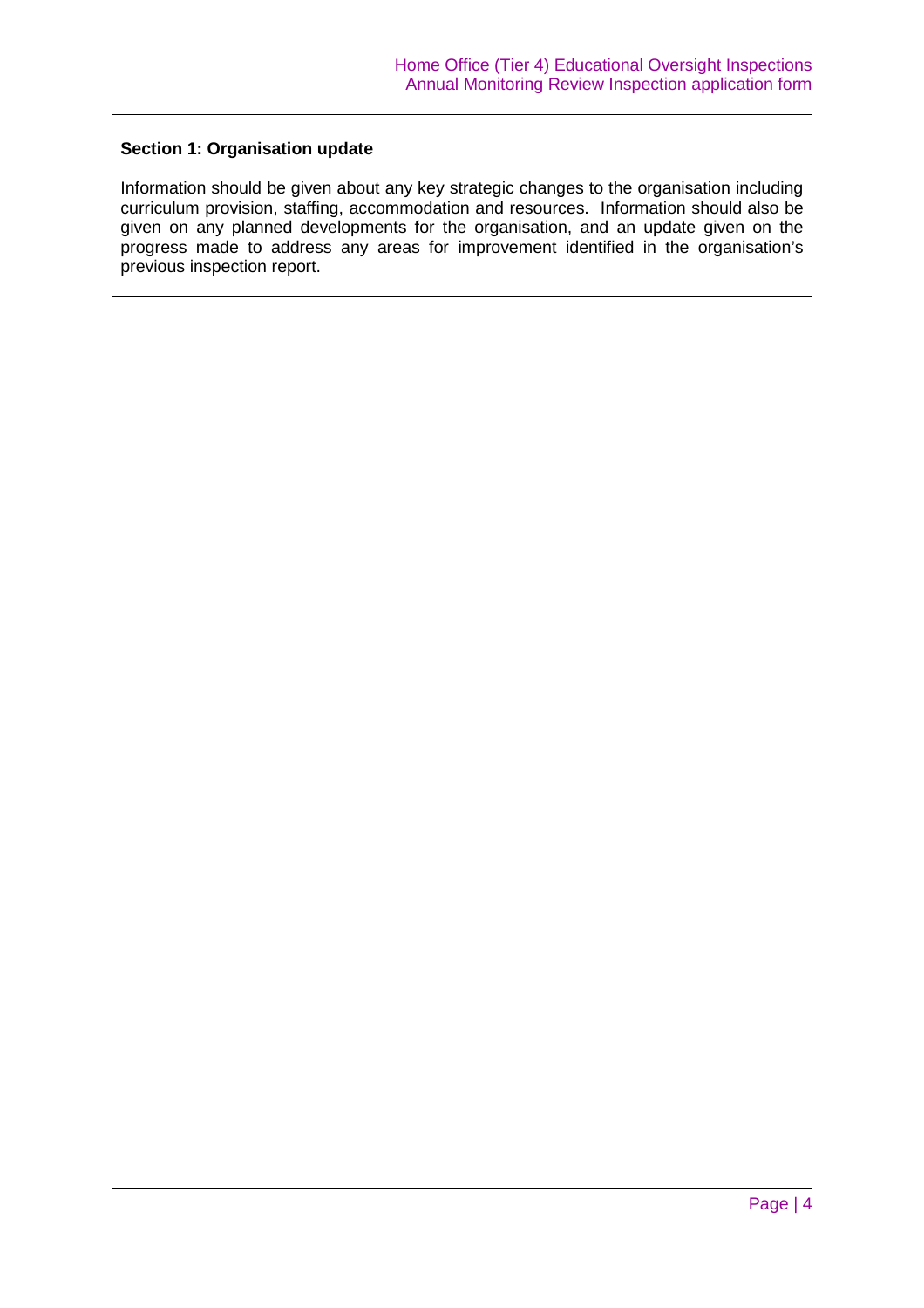**Section 1: Organisation update**

Information should be given about any key strategic changes to the organisation including curriculum provision, staffing, accommodation and resources. Information should also be given on any planned developments for the organisation, and an update given on the progress made to address any areas for improvement identified in the organisation's previous inspection report.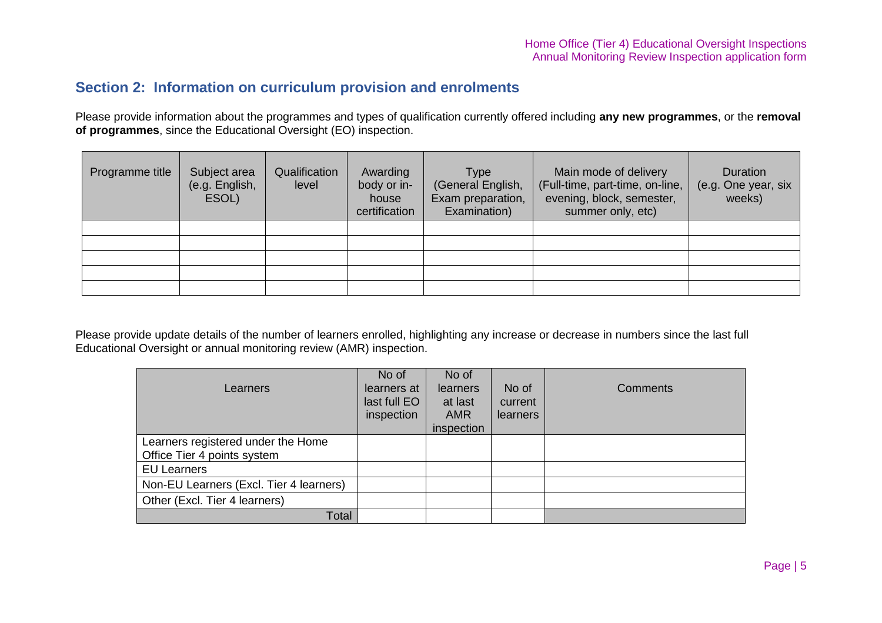## Section 2: Information on curriculum provision and enrolments

Please provide information about the programmes and types of qualification currently offered including **any new programmes**, or the **removal of programmes**, since the Educational Oversight (EO) inspection.

| Programme title | Subject area (e.g. English, ESOL) | Qualification level | Awarding body or in-house certification | Type (General English, Exam preparation, Examination) | Main mode of delivery (Full-time, part-time, on-line, evening, block, semester, summer only, etc) | Duration (e.g. One year, six weeks) |
|---|---|---|---|---|---|---|
| | | | | | | |
| | | | | | | |
| | | | | | | |
| | | | | | | |
| | | | | | | |

Please provide update details of the number of learners enrolled, highlighting any increase or decrease in numbers since the last full Educational Oversight or annual monitoring review (AMR) inspection.

| Learners | No of learners at last full EO inspection | No of learners at last AMR inspection | No of current learners | Comments |
|---|---|---|---|---|
| Learners registered under the Home Office Tier 4 points system | | | | |
| EU Learners | | | | |
| Non-EU Learners (Excl. Tier 4 learners) | | | | |
| Other (Excl. Tier 4 learners) | | | | |
| Total | | | | |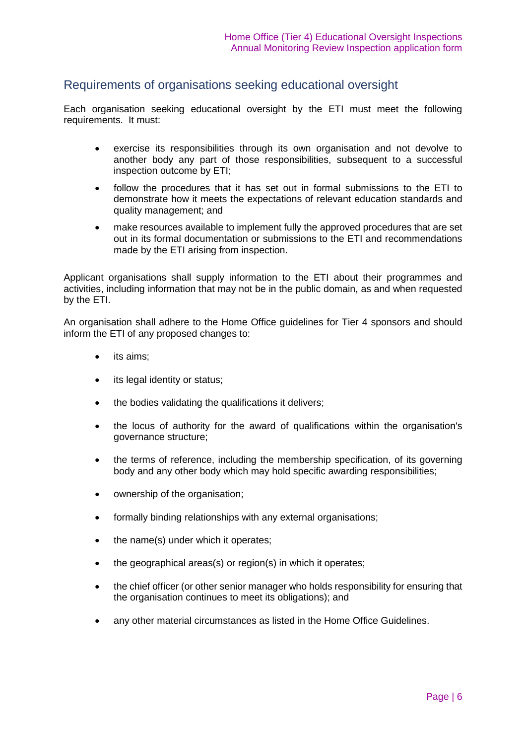## Requirements of organisations seeking educational oversight

Each organisation seeking educational oversight by the ETI must meet the following requirements. It must:

- exercise its responsibilities through its own organisation and not devolve to another body any part of those responsibilities, subsequent to a successful inspection outcome by ETI;
- follow the procedures that it has set out in formal submissions to the ETI to demonstrate how it meets the expectations of relevant education standards and quality management; and
- make resources available to implement fully the approved procedures that are set out in its formal documentation or submissions to the ETI and recommendations made by the ETI arising from inspection.

Applicant organisations shall supply information to the ETI about their programmes and activities, including information that may not be in the public domain, as and when requested by the ETI.

An organisation shall adhere to the Home Office guidelines for Tier 4 sponsors and should inform the ETI of any proposed changes to:

- its aims;
- its legal identity or status;
- the bodies validating the qualifications it delivers;
- the locus of authority for the award of qualifications within the organisation's governance structure;
- the terms of reference, including the membership specification, of its governing body and any other body which may hold specific awarding responsibilities;
- ownership of the organisation;
- formally binding relationships with any external organisations;
- the name(s) under which it operates;
- the geographical areas(s) or region(s) in which it operates;
- the chief officer (or other senior manager who holds responsibility for ensuring that the organisation continues to meet its obligations); and
- any other material circumstances as listed in the Home Office Guidelines.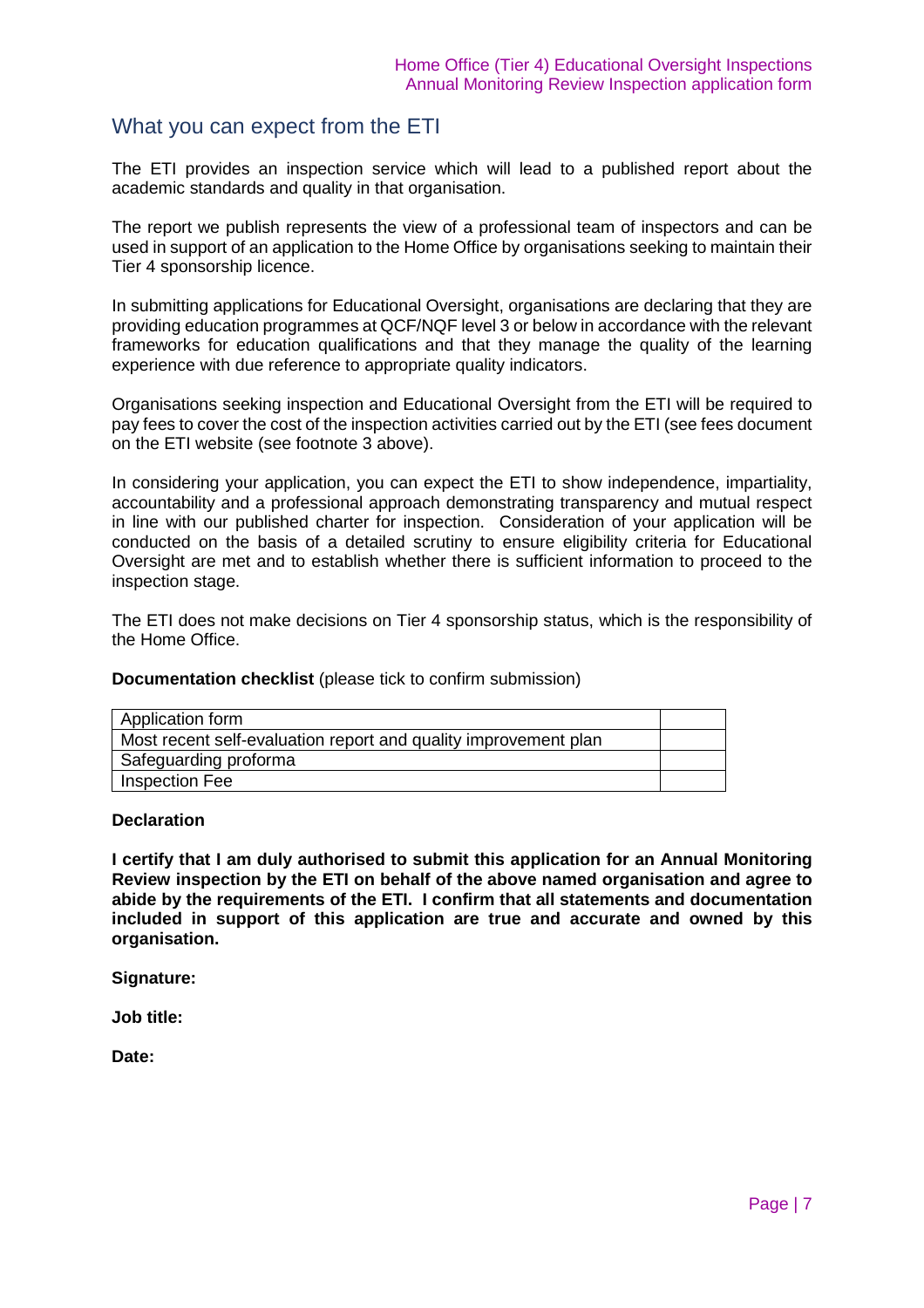## What you can expect from the ETI

The ETI provides an inspection service which will lead to a published report about the academic standards and quality in that organisation.

The report we publish represents the view of a professional team of inspectors and can be used in support of an application to the Home Office by organisations seeking to maintain their Tier 4 sponsorship licence.

In submitting applications for Educational Oversight, organisations are declaring that they are providing education programmes at QCF/NQF level 3 or below in accordance with the relevant frameworks for education qualifications and that they manage the quality of the learning experience with due reference to appropriate quality indicators.

Organisations seeking inspection and Educational Oversight from the ETI will be required to pay fees to cover the cost of the inspection activities carried out by the ETI (see fees document on the ETI website (see footnote 3 above).

In considering your application, you can expect the ETI to show independence, impartiality, accountability and a professional approach demonstrating transparency and mutual respect in line with our published charter for inspection. Consideration of your application will be conducted on the basis of a detailed scrutiny to ensure eligibility criteria for Educational Oversight are met and to establish whether there is sufficient information to proceed to the inspection stage.

The ETI does not make decisions on Tier 4 sponsorship status, which is the responsibility of the Home Office.

**Documentation checklist** (please tick to confirm submission)

| | |
|---|---|
| Application form | |
| Most recent self-evaluation report and quality improvement plan | |
| Safeguarding proforma | |
| Inspection Fee | |

**Declaration**

**I certify that I am duly authorised to submit this application for an Annual Monitoring Review inspection by the ETI on behalf of the above named organisation and agree to abide by the requirements of the ETI. I confirm that all statements and documentation included in support of this application are true and accurate and owned by this organisation.**

**Signature:**

**Job title:**

**Date:**